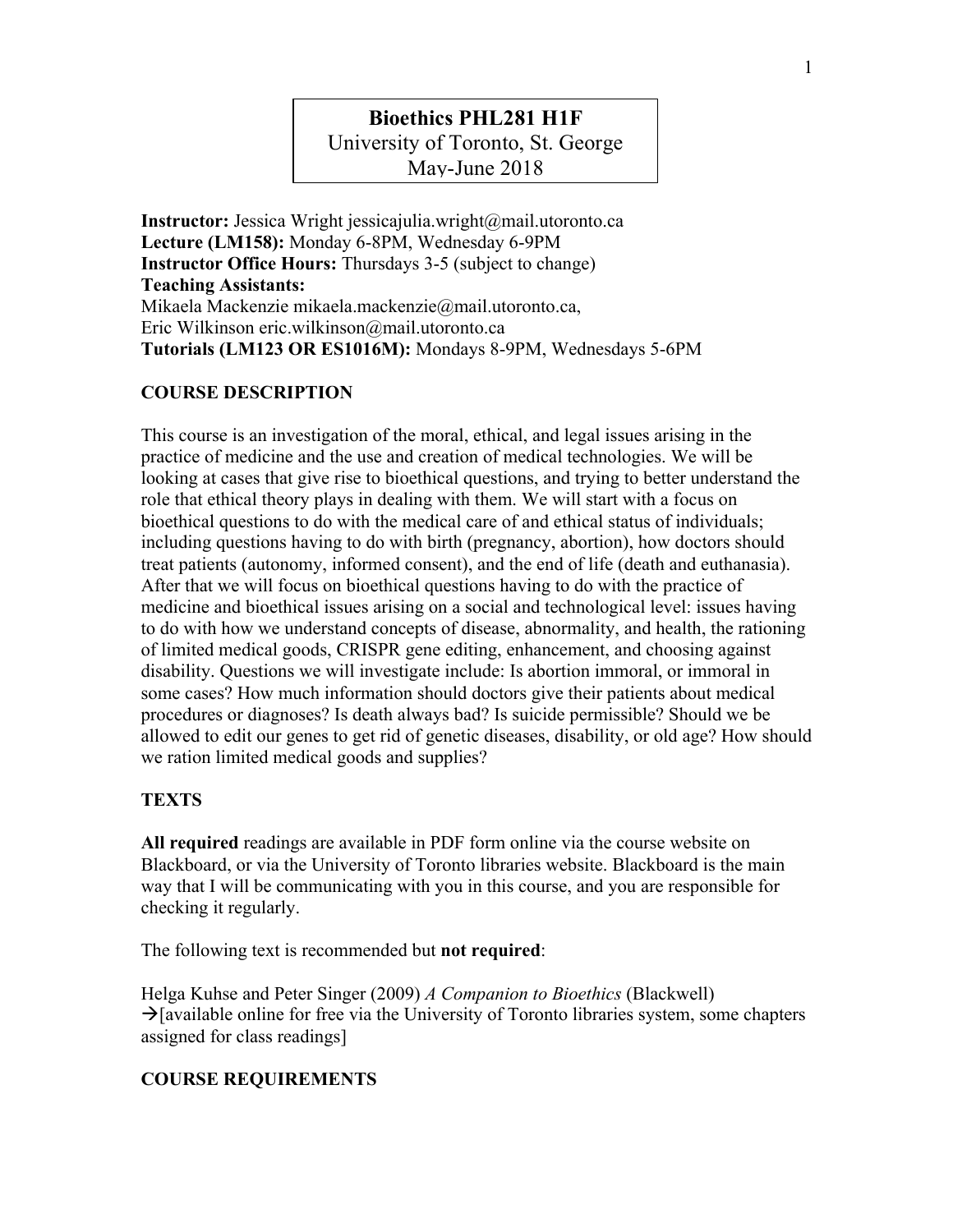# Bioethics PHL281 H1F
University of Toronto, St. George
May-June 2018

**Instructor:** Jessica Wright jessicajulia.wright@mail.utoronto.ca
**Lecture (LM158):** Monday 6-8PM, Wednesday 6-9PM
**Instructor Office Hours:** Thursdays 3-5 (subject to change)
**Teaching Assistants:**
Mikaela Mackenzie mikaela.mackenzie@mail.utoronto.ca,
Eric Wilkinson eric.wilkinson@mail.utoronto.ca
**Tutorials (LM123 OR ES1016M):** Mondays 8-9PM, Wednesdays 5-6PM

## COURSE DESCRIPTION

This course is an investigation of the moral, ethical, and legal issues arising in the practice of medicine and the use and creation of medical technologies. We will be looking at cases that give rise to bioethical questions, and trying to better understand the role that ethical theory plays in dealing with them. We will start with a focus on bioethical questions to do with the medical care of and ethical status of individuals; including questions having to do with birth (pregnancy, abortion), how doctors should treat patients (autonomy, informed consent), and the end of life (death and euthanasia). After that we will focus on bioethical questions having to do with the practice of medicine and bioethical issues arising on a social and technological level: issues having to do with how we understand concepts of disease, abnormality, and health, the rationing of limited medical goods, CRISPR gene editing, enhancement, and choosing against disability. Questions we will investigate include: Is abortion immoral, or immoral in some cases? How much information should doctors give their patients about medical procedures or diagnoses? Is death always bad? Is suicide permissible? Should we be allowed to edit our genes to get rid of genetic diseases, disability, or old age? How should we ration limited medical goods and supplies?

## TEXTS

**All required** readings are available in PDF form online via the course website on Blackboard, or via the University of Toronto libraries website. Blackboard is the main way that I will be communicating with you in this course, and you are responsible for checking it regularly.

The following text is recommended but **not required**:

Helga Kuhse and Peter Singer (2009) *A Companion to Bioethics* (Blackwell)
→[available online for free via the University of Toronto libraries system, some chapters assigned for class readings]

## COURSE REQUIREMENTS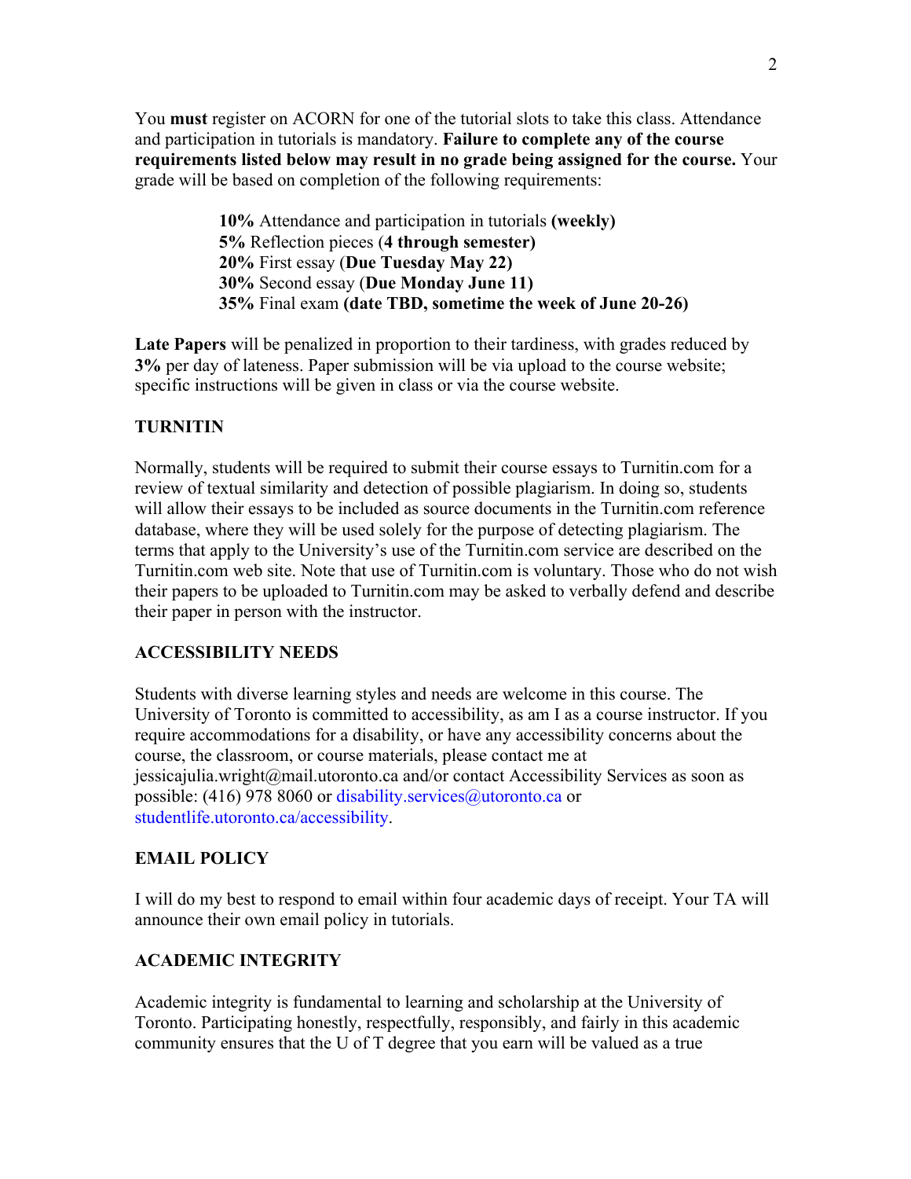You **must** register on ACORN for one of the tutorial slots to take this class. Attendance and participation in tutorials is mandatory. **Failure to complete any of the course requirements listed below may result in no grade being assigned for the course.** Your grade will be based on completion of the following requirements:

**10%** Attendance and participation in tutorials **(weekly)**
**5%** Reflection pieces (**4 through semester)**
**20%** First essay (**Due Tuesday May 22)**
**30%** Second essay (**Due Monday June 11)**
**35%** Final exam **(date TBD, sometime the week of June 20-26)**

**Late Papers** will be penalized in proportion to their tardiness, with grades reduced by **3%** per day of lateness. Paper submission will be via upload to the course website; specific instructions will be given in class or via the course website.

## TURNITIN

Normally, students will be required to submit their course essays to Turnitin.com for a review of textual similarity and detection of possible plagiarism. In doing so, students will allow their essays to be included as source documents in the Turnitin.com reference database, where they will be used solely for the purpose of detecting plagiarism. The terms that apply to the University's use of the Turnitin.com service are described on the Turnitin.com web site. Note that use of Turnitin.com is voluntary. Those who do not wish their papers to be uploaded to Turnitin.com may be asked to verbally defend and describe their paper in person with the instructor.

## ACCESSIBILITY NEEDS

Students with diverse learning styles and needs are welcome in this course. The University of Toronto is committed to accessibility, as am I as a course instructor. If you require accommodations for a disability, or have any accessibility concerns about the course, the classroom, or course materials, please contact me at jessicajulia.wright@mail.utoronto.ca and/or contact Accessibility Services as soon as possible: (416) 978 8060 or disability.services@utoronto.ca or studentlife.utoronto.ca/accessibility.

## EMAIL POLICY

I will do my best to respond to email within four academic days of receipt. Your TA will announce their own email policy in tutorials.

## ACADEMIC INTEGRITY

Academic integrity is fundamental to learning and scholarship at the University of Toronto. Participating honestly, respectfully, responsibly, and fairly in this academic community ensures that the U of T degree that you earn will be valued as a true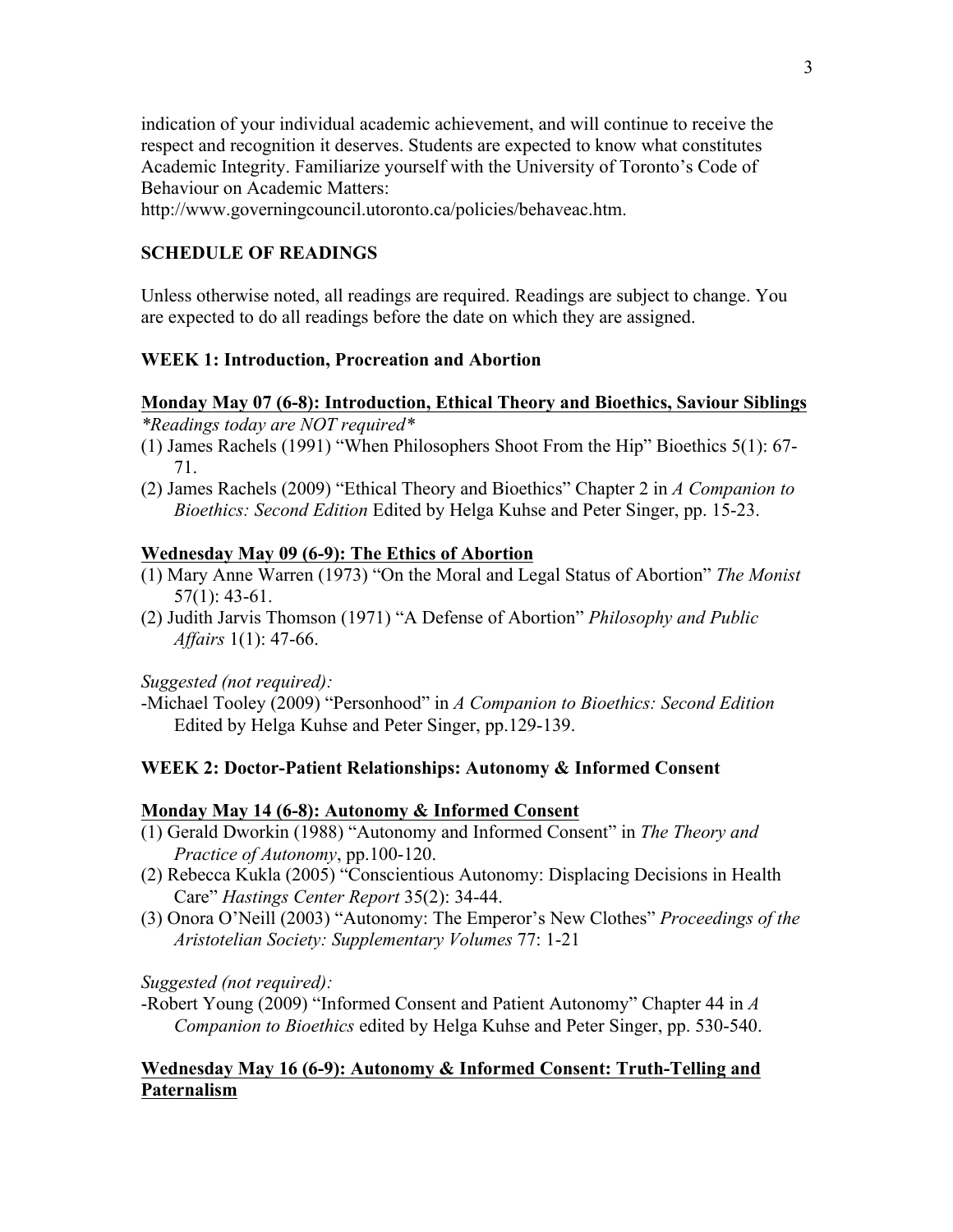indication of your individual academic achievement, and will continue to receive the respect and recognition it deserves. Students are expected to know what constitutes Academic Integrity. Familiarize yourself with the University of Toronto's Code of Behaviour on Academic Matters:
http://www.governingcouncil.utoronto.ca/policies/behaveac.htm.

## SCHEDULE OF READINGS

Unless otherwise noted, all readings are required. Readings are subject to change. You are expected to do all readings before the date on which they are assigned.

### WEEK 1: Introduction, Procreation and Abortion

**Monday May 07 (6-8): Introduction, Ethical Theory and Bioethics, Saviour Siblings**

**Readings today are NOT required**

(1) James Rachels (1991) "When Philosophers Shoot From the Hip" Bioethics 5(1): 67-71.

(2) James Rachels (2009) "Ethical Theory and Bioethics" Chapter 2 in *A Companion to Bioethics: Second Edition* Edited by Helga Kuhse and Peter Singer, pp. 15-23.

**Wednesday May 09 (6-9): The Ethics of Abortion**

(1) Mary Anne Warren (1973) "On the Moral and Legal Status of Abortion" *The Monist* 57(1): 43-61.

(2) Judith Jarvis Thomson (1971) "A Defense of Abortion" *Philosophy and Public Affairs* 1(1): 47-66.

*Suggested (not required):*

-Michael Tooley (2009) "Personhood" in *A Companion to Bioethics: Second Edition* Edited by Helga Kuhse and Peter Singer, pp.129-139.

### WEEK 2: Doctor-Patient Relationships: Autonomy & Informed Consent

**Monday May 14 (6-8): Autonomy & Informed Consent**

(1) Gerald Dworkin (1988) "Autonomy and Informed Consent" in *The Theory and Practice of Autonomy*, pp.100-120.

(2) Rebecca Kukla (2005) "Conscientious Autonomy: Displacing Decisions in Health Care" *Hastings Center Report* 35(2): 34-44.

(3) Onora O'Neill (2003) "Autonomy: The Emperor's New Clothes" *Proceedings of the Aristotelian Society: Supplementary Volumes* 77: 1-21

*Suggested (not required):*

-Robert Young (2009) "Informed Consent and Patient Autonomy" Chapter 44 in *A Companion to Bioethics* edited by Helga Kuhse and Peter Singer, pp. 530-540.

**Wednesday May 16 (6-9): Autonomy & Informed Consent: Truth-Telling and Paternalism**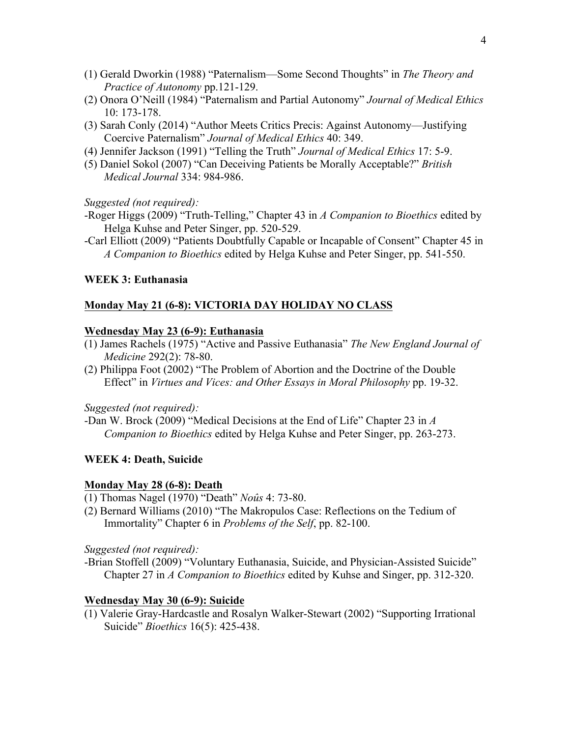(1) Gerald Dworkin (1988) "Paternalism—Some Second Thoughts" in *The Theory and Practice of Autonomy* pp.121-129.
(2) Onora O'Neill (1984) "Paternalism and Partial Autonomy" *Journal of Medical Ethics* 10: 173-178.
(3) Sarah Conly (2014) "Author Meets Critics Precis: Against Autonomy—Justifying Coercive Paternalism" *Journal of Medical Ethics* 40: 349.
(4) Jennifer Jackson (1991) "Telling the Truth" *Journal of Medical Ethics* 17: 5-9.
(5) Daniel Sokol (2007) "Can Deceiving Patients be Morally Acceptable?" *British Medical Journal* 334: 984-986.

*Suggested (not required):*
-Roger Higgs (2009) "Truth-Telling," Chapter 43 in *A Companion to Bioethics* edited by Helga Kuhse and Peter Singer, pp. 520-529.
-Carl Elliott (2009) "Patients Doubtfully Capable or Incapable of Consent" Chapter 45 in *A Companion to Bioethics* edited by Helga Kuhse and Peter Singer, pp. 541-550.

**WEEK 3: Euthanasia**

**Monday May 21 (6-8): VICTORIA DAY HOLIDAY NO CLASS**

**Wednesday May 23 (6-9): Euthanasia**
(1) James Rachels (1975) "Active and Passive Euthanasia" *The New England Journal of Medicine* 292(2): 78-80.
(2) Philippa Foot (2002) "The Problem of Abortion and the Doctrine of the Double Effect" in *Virtues and Vices: and Other Essays in Moral Philosophy* pp. 19-32.

*Suggested (not required):*
-Dan W. Brock (2009) "Medical Decisions at the End of Life" Chapter 23 in *A Companion to Bioethics* edited by Helga Kuhse and Peter Singer, pp. 263-273.

**WEEK 4: Death, Suicide**

**Monday May 28 (6-8): Death**
(1) Thomas Nagel (1970) "Death" *Noûs* 4: 73-80.
(2) Bernard Williams (2010) "The Makropulos Case: Reflections on the Tedium of Immortality" Chapter 6 in *Problems of the Self*, pp. 82-100.

*Suggested (not required):*
-Brian Stoffell (2009) "Voluntary Euthanasia, Suicide, and Physician-Assisted Suicide" Chapter 27 in *A Companion to Bioethics* edited by Kuhse and Singer, pp. 312-320.

**Wednesday May 30 (6-9): Suicide**
(1) Valerie Gray-Hardcastle and Rosalyn Walker-Stewart (2002) "Supporting Irrational Suicide" *Bioethics* 16(5): 425-438.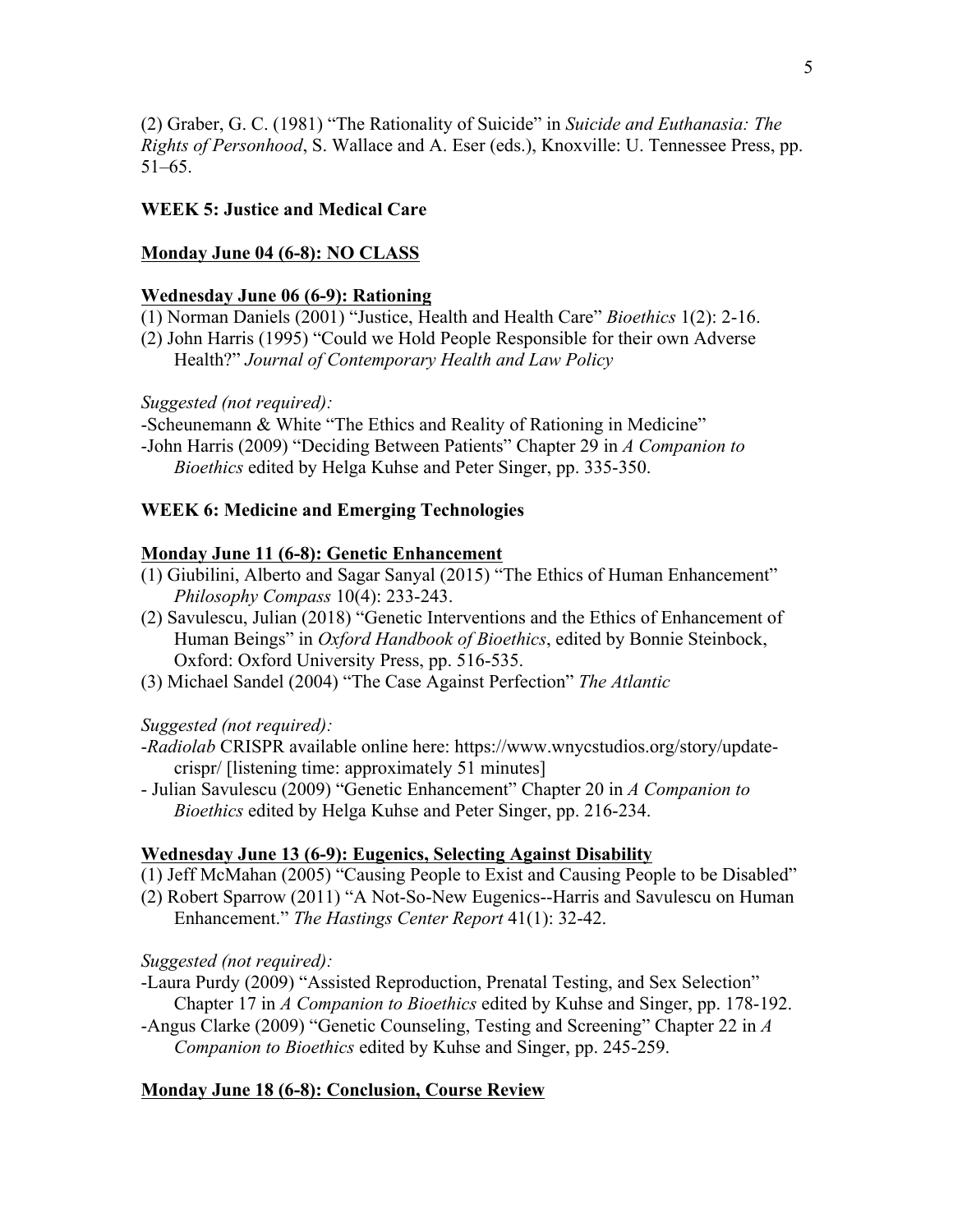(2) Graber, G. C. (1981) "The Rationality of Suicide" in *Suicide and Euthanasia: The Rights of Personhood*, S. Wallace and A. Eser (eds.), Knoxville: U. Tennessee Press, pp. 51–65.

**WEEK 5: Justice and Medical Care**

**Monday June 04 (6-8): NO CLASS**

**Wednesday June 06 (6-9): Rationing**

(1) Norman Daniels (2001) "Justice, Health and Health Care" *Bioethics* 1(2): 2-16.
(2) John Harris (1995) "Could we Hold People Responsible for their own Adverse Health?" *Journal of Contemporary Health and Law Policy*

*Suggested (not required):*

-Scheunemann & White "The Ethics and Reality of Rationing in Medicine"
-John Harris (2009) "Deciding Between Patients" Chapter 29 in *A Companion to Bioethics* edited by Helga Kuhse and Peter Singer, pp. 335-350.

**WEEK 6: Medicine and Emerging Technologies**

**Monday June 11 (6-8): Genetic Enhancement**

(1) Giubilini, Alberto and Sagar Sanyal (2015) "The Ethics of Human Enhancement" *Philosophy Compass* 10(4): 233-243.
(2) Savulescu, Julian (2018) "Genetic Interventions and the Ethics of Enhancement of Human Beings" in *Oxford Handbook of Bioethics*, edited by Bonnie Steinbock, Oxford: Oxford University Press, pp. 516-535.
(3) Michael Sandel (2004) "The Case Against Perfection" *The Atlantic*

*Suggested (not required):*

-*Radiolab* CRISPR available online here: https://www.wnycstudios.org/story/update-crispr/ [listening time: approximately 51 minutes]
- Julian Savulescu (2009) "Genetic Enhancement" Chapter 20 in *A Companion to Bioethics* edited by Helga Kuhse and Peter Singer, pp. 216-234.

**Wednesday June 13 (6-9): Eugenics, Selecting Against Disability**

(1) Jeff McMahan (2005) "Causing People to Exist and Causing People to be Disabled"
(2) Robert Sparrow (2011) "A Not-So-New Eugenics--Harris and Savulescu on Human Enhancement." *The Hastings Center Report* 41(1): 32-42.

*Suggested (not required):*

-Laura Purdy (2009) "Assisted Reproduction, Prenatal Testing, and Sex Selection" Chapter 17 in *A Companion to Bioethics* edited by Kuhse and Singer, pp. 178-192.
-Angus Clarke (2009) "Genetic Counseling, Testing and Screening" Chapter 22 in *A Companion to Bioethics* edited by Kuhse and Singer, pp. 245-259.

**Monday June 18 (6-8): Conclusion, Course Review**